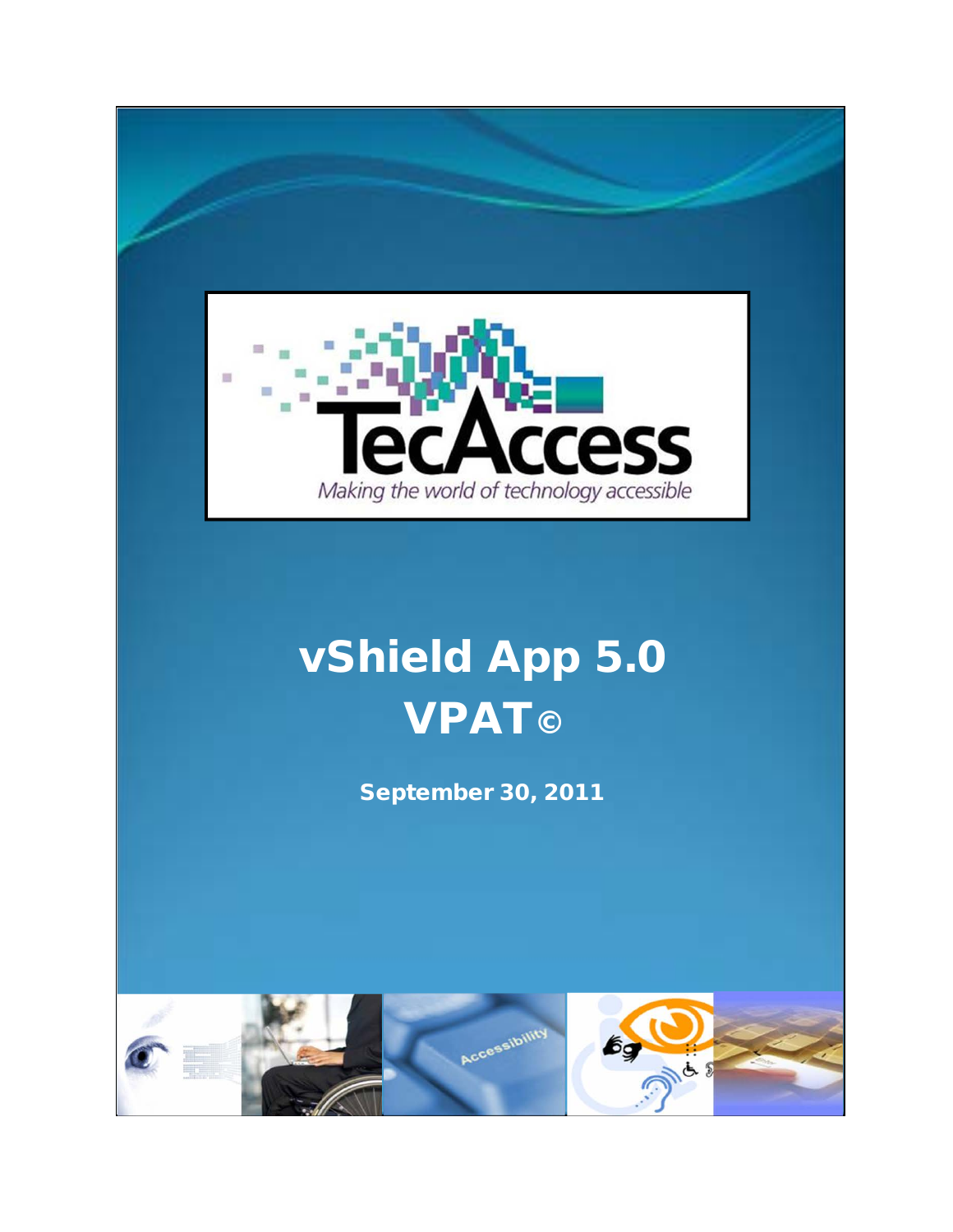TecAccess

*Making the world of technology accessible*

# vShield App 5.0 VPAT©

**September 30, 2011**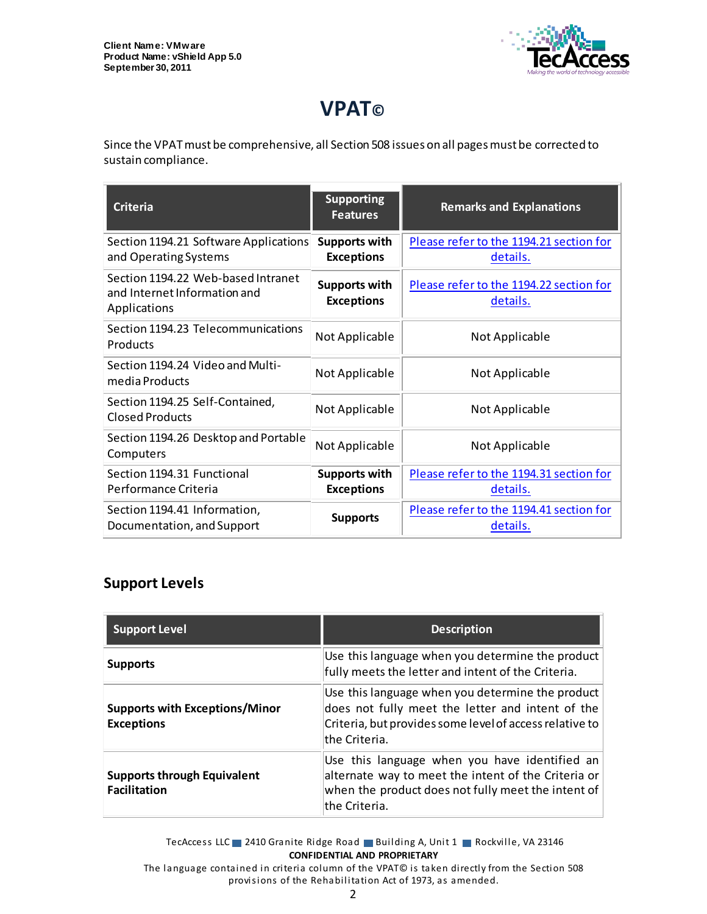# VPAT©

Since the VPAT must be comprehensive, all Section 508 issues on all pages must be corrected to sustain compliance.

| Criteria | Supporting Features | Remarks and Explanations |
|---|---|---|
| Section 1194.21 Software Applications and Operating Systems | **Supports with Exceptions** | Please refer to the 1194.21 section for details. |
| Section 1194.22 Web-based Intranet and Internet Information and Applications | **Supports with Exceptions** | Please refer to the 1194.22 section for details. |
| Section 1194.23 Telecommunications Products | Not Applicable | Not Applicable |
| Section 1194.24 Video and Multi-media Products | Not Applicable | Not Applicable |
| Section 1194.25 Self-Contained, Closed Products | Not Applicable | Not Applicable |
| Section 1194.26 Desktop and Portable Computers | Not Applicable | Not Applicable |
| Section 1194.31 Functional Performance Criteria | **Supports with Exceptions** | Please refer to the 1194.31 section for details. |
| Section 1194.41 Information, Documentation, and Support | **Supports** | Please refer to the 1194.41 section for details. |

## Support Levels

| Support Level | Description |
|---|---|
| **Supports** | Use this language when you determine the product fully meets the letter and intent of the Criteria. |
| **Supports with Exceptions/Minor Exceptions** | Use this language when you determine the product does not fully meet the letter and intent of the Criteria, but provides some level of access relative to the Criteria. |
| **Supports through Equivalent Facilitation** | Use this language when you have identified an alternate way to meet the intent of the Criteria or when the product does not fully meet the intent of the Criteria. |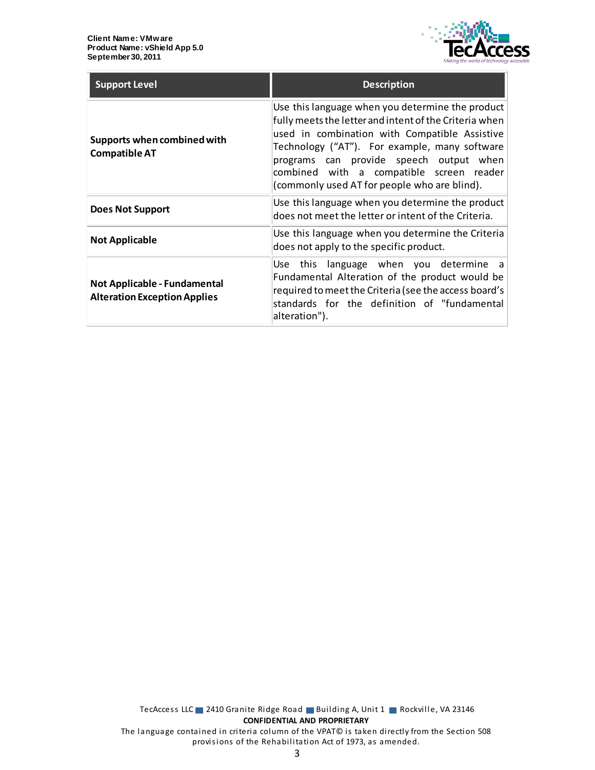| Support Level | Description |
|---|---|
| **Supports when combined with Compatible AT** | Use this language when you determine the product fully meets the letter and intent of the Criteria when used in combination with Compatible Assistive Technology ("AT"). For example, many software programs can provide speech output when combined with a compatible screen reader (commonly used AT for people who are blind). |
| **Does Not Support** | Use this language when you determine the product does not meet the letter or intent of the Criteria. |
| **Not Applicable** | Use this language when you determine the Criteria does not apply to the specific product. |
| **Not Applicable - Fundamental Alteration Exception Applies** | Use this language when you determine a Fundamental Alteration of the product would be required to meet the Criteria (see the access board's standards for the definition of "fundamental alteration"). |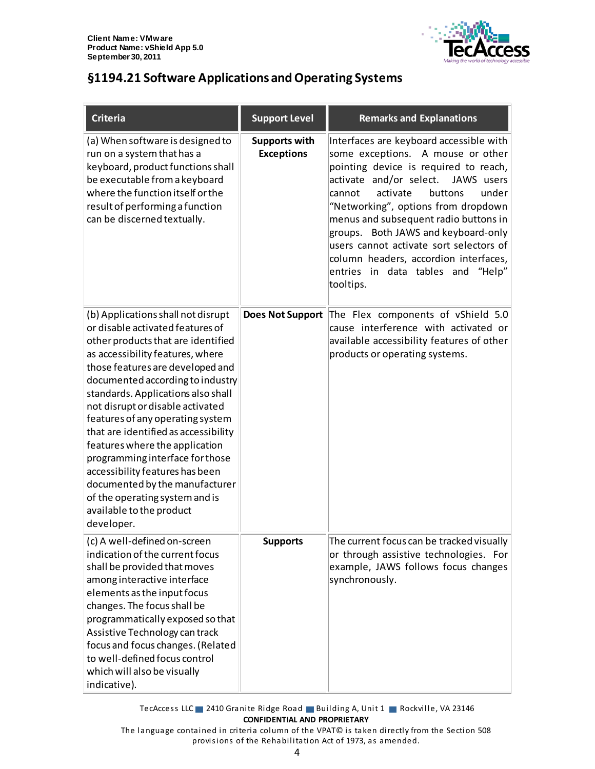## §1194.21 Software Applications and Operating Systems

| Criteria | Support Level | Remarks and Explanations |
|---|---|---|
| (a) When software is designed to run on a system that has a keyboard, product functions shall be executable from a keyboard where the function itself or the result of performing a function can be discerned textually. | **Supports with Exceptions** | Interfaces are keyboard accessible with some exceptions. A mouse or other pointing device is required to reach, activate and/or select. JAWS users cannot activate buttons under "Networking", options from dropdown menus and subsequent radio buttons in groups. Both JAWS and keyboard-only users cannot activate sort selectors of column headers, accordion interfaces, entries in data tables and "Help" tooltips. |
| (b) Applications shall not disrupt or disable activated features of other products that are identified as accessibility features, where those features are developed and documented according to industry standards. Applications also shall not disrupt or disable activated features of any operating system that are identified as accessibility features where the application programming interface for those accessibility features has been documented by the manufacturer of the operating system and is available to the product developer. | **Does Not Support** | The Flex components of vShield 5.0 cause interference with activated or available accessibility features of other products or operating systems. |
| (c) A well-defined on-screen indication of the current focus shall be provided that moves among interactive interface elements as the input focus changes. The focus shall be programmatically exposed so that Assistive Technology can track focus and focus changes. (Related to well-defined focus control which will also be visually indicative). | **Supports** | The current focus can be tracked visually or through assistive technologies. For example, JAWS follows focus changes synchronously. |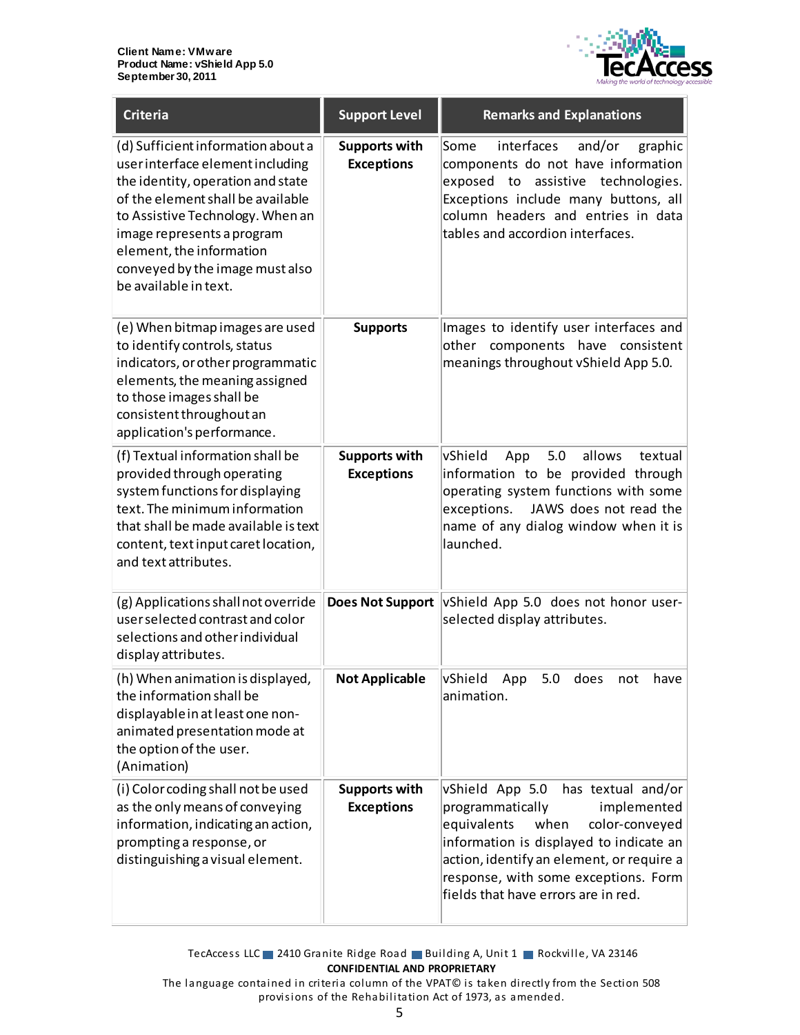| Criteria | Support Level | Remarks and Explanations |
| --- | --- | --- |
| (d) Sufficient information about a user interface element including the identity, operation and state of the element shall be available to Assistive Technology. When an image represents a program element, the information conveyed by the image must also be available in text. | **Supports with Exceptions** | Some interfaces and/or graphic components do not have information exposed to assistive technologies. Exceptions include many buttons, all column headers and entries in data tables and accordion interfaces. |
| (e) When bitmap images are used to identify controls, status indicators, or other programmatic elements, the meaning assigned to those images shall be consistent throughout an application's performance. | **Supports** | Images to identify user interfaces and other components have consistent meanings throughout vShield App 5.0. |
| (f) Textual information shall be provided through operating system functions for displaying text. The minimum information that shall be made available is text content, text input caret location, and text attributes. | **Supports with Exceptions** | vShield App 5.0 allows textual information to be provided through operating system functions with some exceptions. JAWS does not read the name of any dialog window when it is launched. |
| (g) Applications shall not override user selected contrast and color selections and other individual display attributes. | **Does Not Support** | vShield App 5.0 does not honor user-selected display attributes. |
| (h) When animation is displayed, the information shall be displayable in at least one non-animated presentation mode at the option of the user. (Animation) | **Not Applicable** | vShield App 5.0 does not have animation. |
| (i) Color coding shall not be used as the only means of conveying information, indicating an action, prompting a response, or distinguishing a visual element. | **Supports with Exceptions** | vShield App 5.0 has textual and/or programmatically implemented equivalents when color-conveyed information is displayed to indicate an action, identify an element, or require a response, with some exceptions. Form fields that have errors are in red. |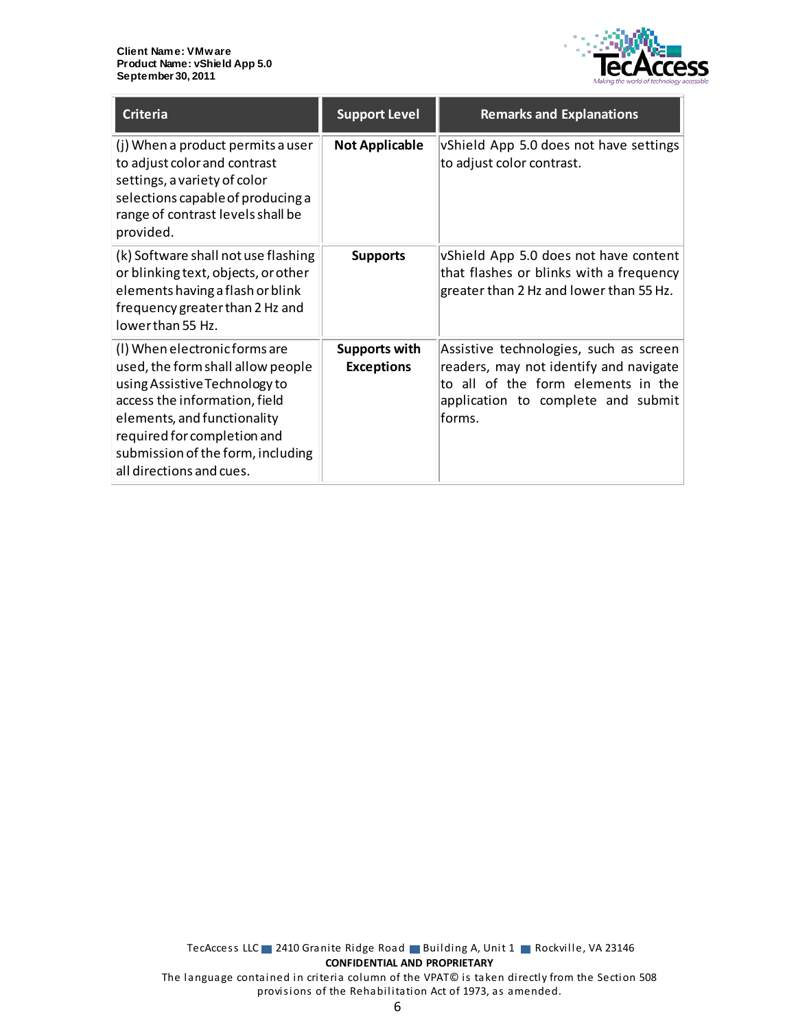| Criteria | Support Level | Remarks and Explanations |
|---|---|---|
| (j) When a product permits a user to adjust color and contrast settings, a variety of color selections capable of producing a range of contrast levels shall be provided. | **Not Applicable** | vShield App 5.0 does not have settings to adjust color contrast. |
| (k) Software shall not use flashing or blinking text, objects, or other elements having a flash or blink frequency greater than 2 Hz and lower than 55 Hz. | **Supports** | vShield App 5.0 does not have content that flashes or blinks with a frequency greater than 2 Hz and lower than 55 Hz. |
| (l) When electronic forms are used, the form shall allow people using Assistive Technology to access the information, field elements, and functionality required for completion and submission of the form, including all directions and cues. | **Supports with Exceptions** | Assistive technologies, such as screen readers, may not identify and navigate to all of the form elements in the application to complete and submit forms. |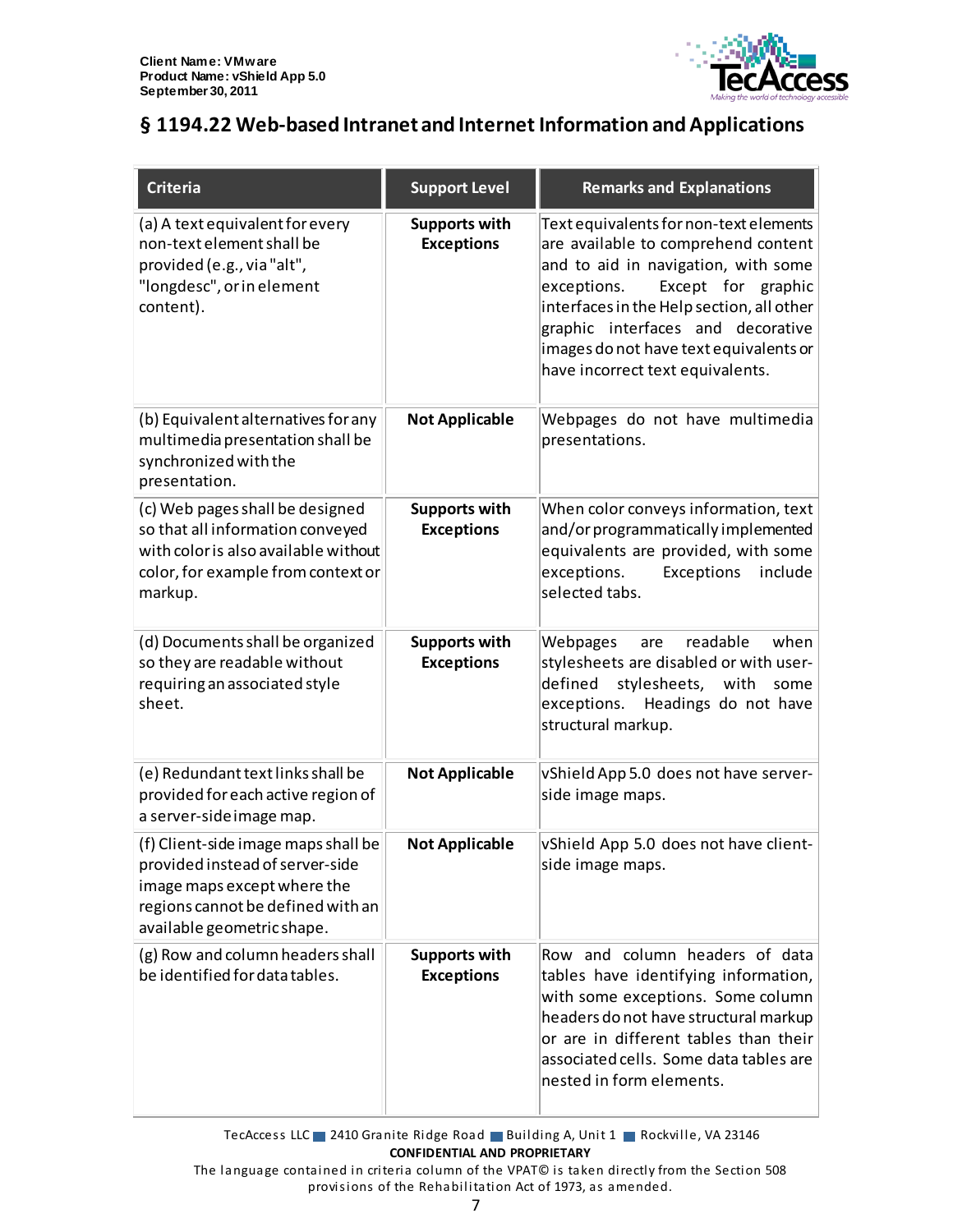## § 1194.22 Web-based Intranet and Internet Information and Applications

| Criteria | Support Level | Remarks and Explanations |
|---|---|---|
| (a) A text equivalent for every non-text element shall be provided (e.g., via "alt", "longdesc", or in element content). | **Supports with Exceptions** | Text equivalents for non-text elements are available to comprehend content and to aid in navigation, with some exceptions. Except for graphic interfaces in the Help section, all other graphic interfaces and decorative images do not have text equivalents or have incorrect text equivalents. |
| (b) Equivalent alternatives for any multimedia presentation shall be synchronized with the presentation. | **Not Applicable** | Webpages do not have multimedia presentations. |
| (c) Web pages shall be designed so that all information conveyed with color is also available without color, for example from context or markup. | **Supports with Exceptions** | When color conveys information, text and/or programmatically implemented equivalents are provided, with some exceptions. Exceptions include selected tabs. |
| (d) Documents shall be organized so they are readable without requiring an associated style sheet. | **Supports with Exceptions** | Webpages are readable when stylesheets are disabled or with user-defined stylesheets, with some exceptions. Headings do not have structural markup. |
| (e) Redundant text links shall be provided for each active region of a server-side image map. | **Not Applicable** | vShield App 5.0 does not have server-side image maps. |
| (f) Client-side image maps shall be provided instead of server-side image maps except where the regions cannot be defined with an available geometric shape. | **Not Applicable** | vShield App 5.0 does not have client-side image maps. |
| (g) Row and column headers shall be identified for data tables. | **Supports with Exceptions** | Row and column headers of data tables have identifying information, with some exceptions. Some column headers do not have structural markup or are in different tables than their associated cells. Some data tables are nested in form elements. |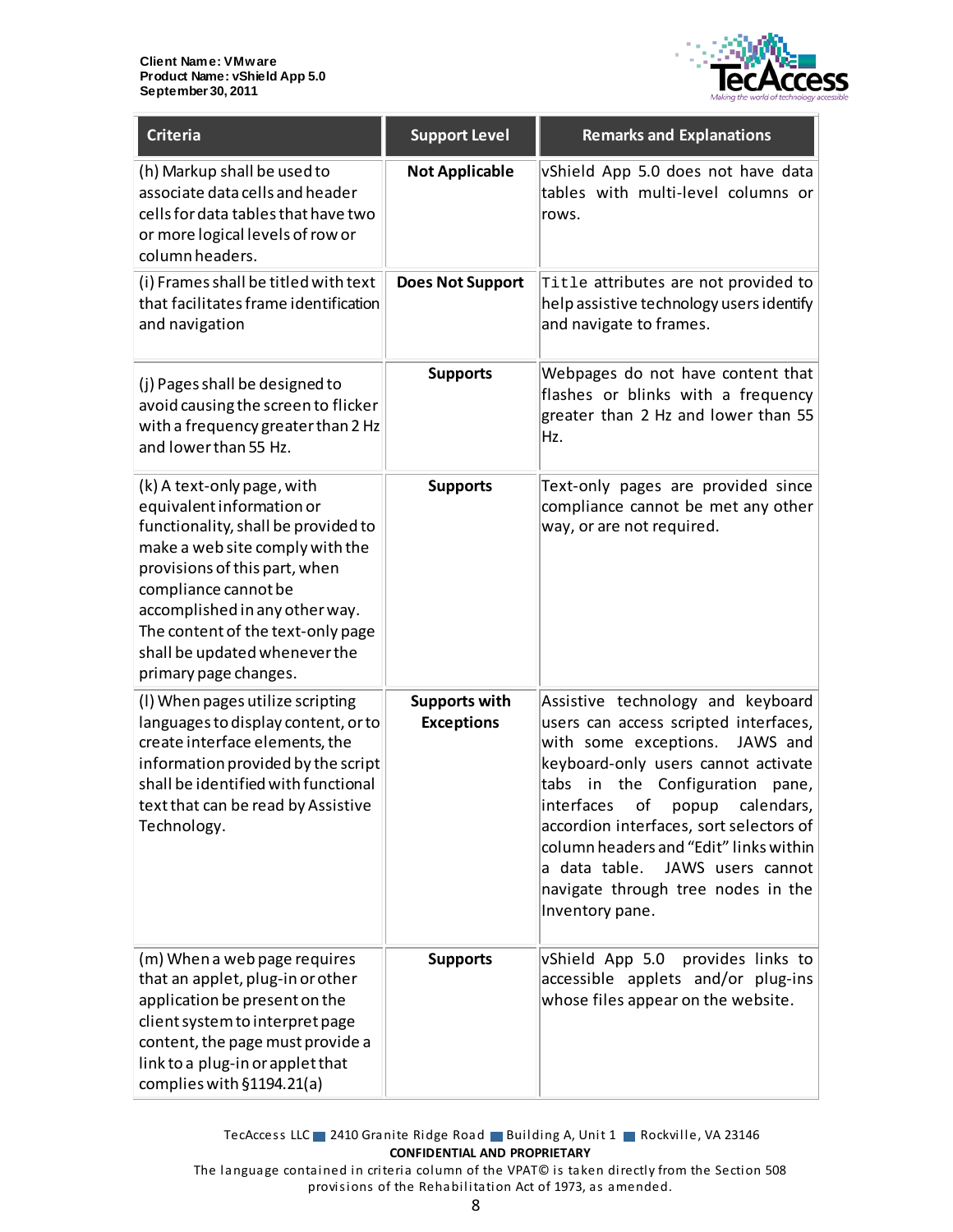| Criteria | Support Level | Remarks and Explanations |
| --- | --- | --- |
| (h) Markup shall be used to associate data cells and header cells for data tables that have two or more logical levels of row or column headers. | **Not Applicable** | vShield App 5.0 does not have data tables with multi-level columns or rows. |
| (i) Frames shall be titled with text that facilitates frame identification and navigation | **Does Not Support** | `Title` attributes are not provided to help assistive technology users identify and navigate to frames. |
| (j) Pages shall be designed to avoid causing the screen to flicker with a frequency greater than 2 Hz and lower than 55 Hz. | **Supports** | Webpages do not have content that flashes or blinks with a frequency greater than 2 Hz and lower than 55 Hz. |
| (k) A text-only page, with equivalent information or functionality, shall be provided to make a web site comply with the provisions of this part, when compliance cannot be accomplished in any other way. The content of the text-only page shall be updated whenever the primary page changes. | **Supports** | Text-only pages are provided since compliance cannot be met any other way, or are not required. |
| (l) When pages utilize scripting languages to display content, or to create interface elements, the information provided by the script shall be identified with functional text that can be read by Assistive Technology. | **Supports with Exceptions** | Assistive technology and keyboard users can access scripted interfaces, with some exceptions. JAWS and keyboard-only users cannot activate tabs in the Configuration pane, interfaces of popup calendars, accordion interfaces, sort selectors of column headers and "Edit" links within a data table. JAWS users cannot navigate through tree nodes in the Inventory pane. |
| (m) When a web page requires that an applet, plug-in or other application be present on the client system to interpret page content, the page must provide a link to a plug-in or applet that complies with §1194.21(a) | **Supports** | vShield App 5.0 provides links to accessible applets and/or plug-ins whose files appear on the website. |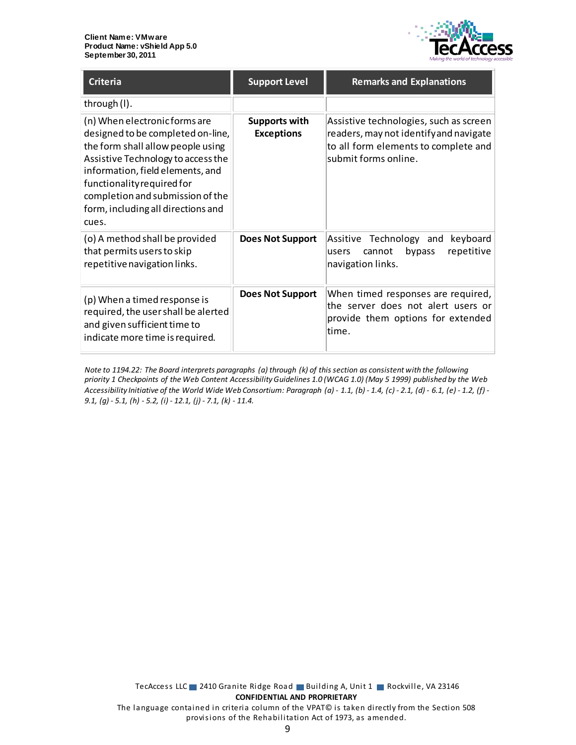| Criteria | Support Level | Remarks and Explanations |
|---|---|---|
| through (l). | | |
| (n) When electronic forms are designed to be completed on-line, the form shall allow people using Assistive Technology to access the information, field elements, and functionality required for completion and submission of the form, including all directions and cues. | **Supports with Exceptions** | Assistive technologies, such as screen readers, may not identify and navigate to all form elements to complete and submit forms online. |
| (o) A method shall be provided that permits users to skip repetitive navigation links. | **Does Not Support** | Assitive Technology and keyboard users cannot bypass repetitive navigation links. |
| (p) When a timed response is required, the user shall be alerted and given sufficient time to indicate more time is required. | **Does Not Support** | When timed responses are required, the server does not alert users or provide them options for extended time. |

*Note to 1194.22: The Board interprets paragraphs (a) through (k) of this section as consistent with the following priority 1 Checkpoints of the Web Content Accessibility Guidelines 1.0 (WCAG 1.0) (May 5 1999) published by the Web Accessibility Initiative of the World Wide Web Consortium: Paragraph (a) - 1.1, (b) - 1.4, (c) - 2.1, (d) - 6.1, (e) - 1.2, (f) - 9.1, (g) - 5.1, (h) - 5.2, (i) - 12.1, (j) - 7.1, (k) - 11.4.*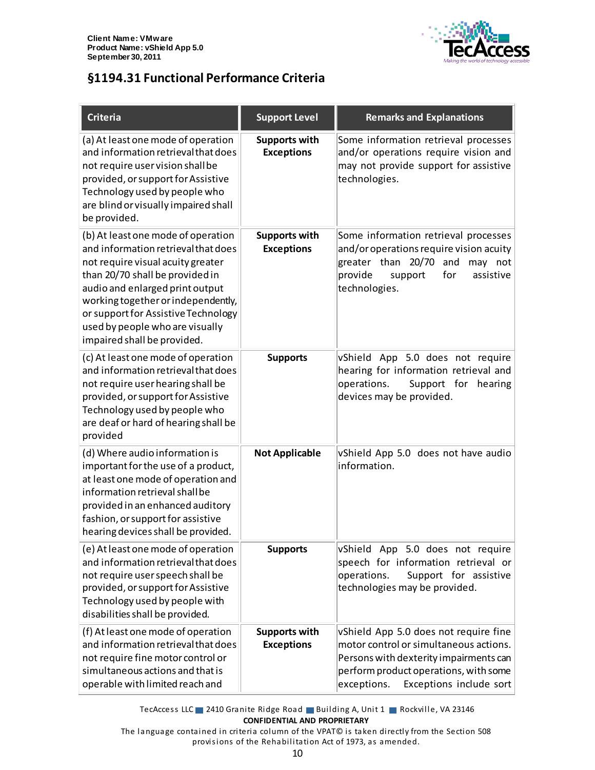## §1194.31 Functional Performance Criteria

| Criteria | Support Level | Remarks and Explanations |
| --- | --- | --- |
| (a) At least one mode of operation and information retrieval that does not require user vision shall be provided, or support for Assistive Technology used by people who are blind or visually impaired shall be provided. | **Supports with Exceptions** | Some information retrieval processes and/or operations require vision and may not provide support for assistive technologies. |
| (b) At least one mode of operation and information retrieval that does not require visual acuity greater than 20/70 shall be provided in audio and enlarged print output working together or independently, or support for Assistive Technology used by people who are visually impaired shall be provided. | **Supports with Exceptions** | Some information retrieval processes and/or operations require vision acuity greater than 20/70 and may not provide support for assistive technologies. |
| (c) At least one mode of operation and information retrieval that does not require user hearing shall be provided, or support for Assistive Technology used by people who are deaf or hard of hearing shall be provided | **Supports** | vShield App 5.0 does not require hearing for information retrieval and operations. Support for hearing devices may be provided. |
| (d) Where audio information is important for the use of a product, at least one mode of operation and information retrieval shall be provided in an enhanced auditory fashion, or support for assistive hearing devices shall be provided. | **Not Applicable** | vShield App 5.0 does not have audio information. |
| (e) At least one mode of operation and information retrieval that does not require user speech shall be provided, or support for Assistive Technology used by people with disabilities shall be provided. | **Supports** | vShield App 5.0 does not require speech for information retrieval or operations. Support for assistive technologies may be provided. |
| (f) At least one mode of operation and information retrieval that does not require fine motor control or simultaneous actions and that is operable with limited reach and | **Supports with Exceptions** | vShield App 5.0 does not require fine motor control or simultaneous actions. Persons with dexterity impairments can perform product operations, with some exceptions. Exceptions include sort |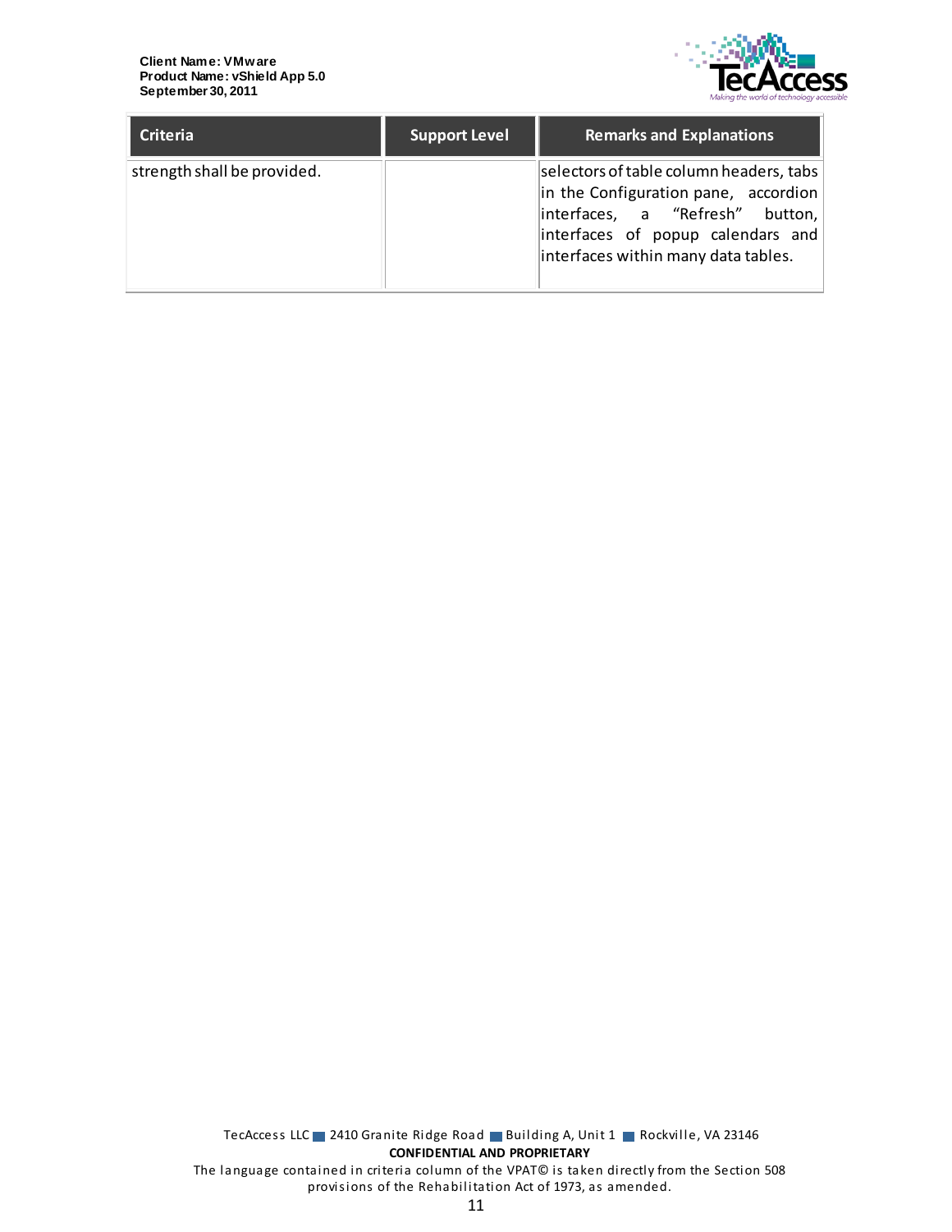| Criteria | Support Level | Remarks and Explanations |
|---|---|---|
| strength shall be provided. | | selectors of table column headers, tabs in the Configuration pane, accordion interfaces, a “Refresh” button, interfaces of popup calendars and interfaces within many data tables. |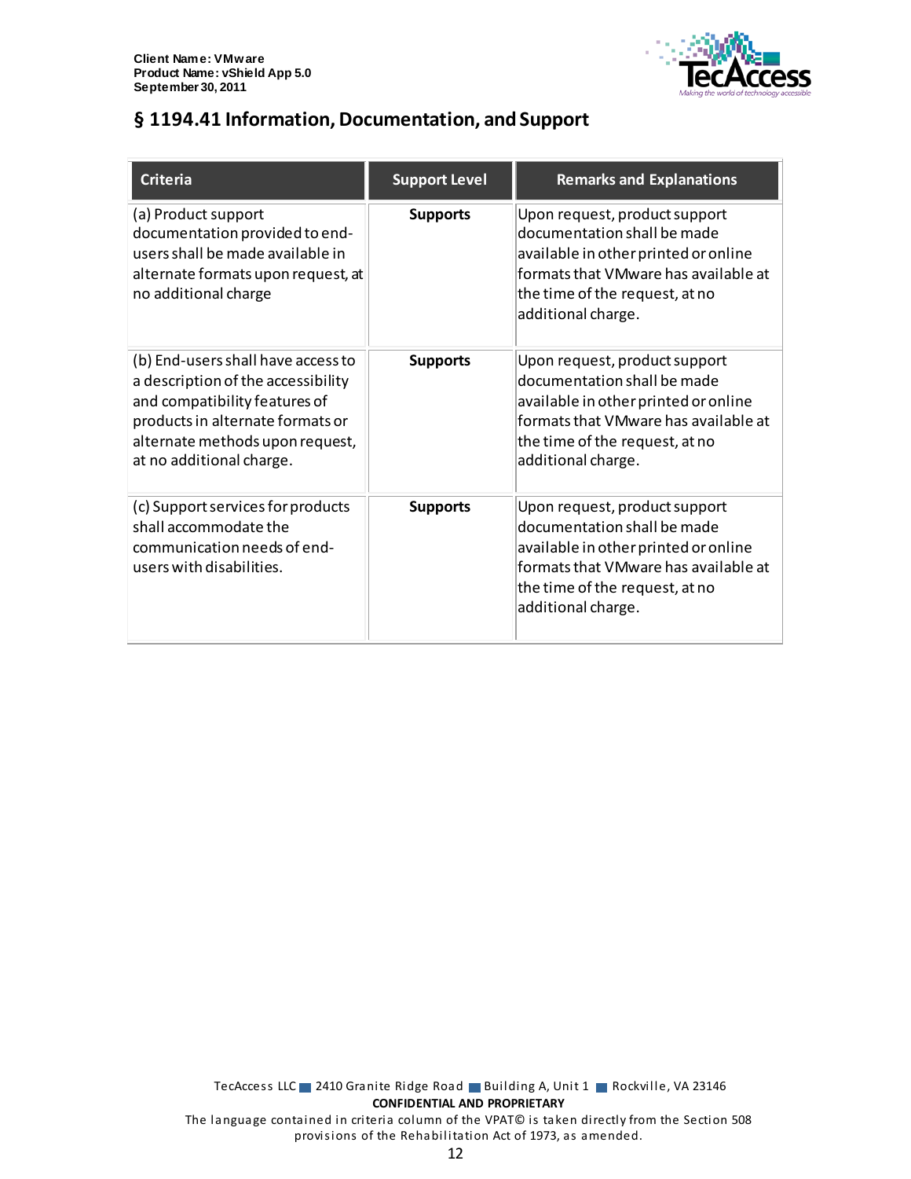## § 1194.41 Information, Documentation, and Support

| Criteria | Support Level | Remarks and Explanations |
| --- | --- | --- |
| (a) Product support documentation provided to end-users shall be made available in alternate formats upon request, at no additional charge | **Supports** | Upon request, product support documentation shall be made available in other printed or online formats that VMware has available at the time of the request, at no additional charge. |
| (b) End-users shall have access to a description of the accessibility and compatibility features of products in alternate formats or alternate methods upon request, at no additional charge. | **Supports** | Upon request, product support documentation shall be made available in other printed or online formats that VMware has available at the time of the request, at no additional charge. |
| (c) Support services for products shall accommodate the communication needs of end-users with disabilities. | **Supports** | Upon request, product support documentation shall be made available in other printed or online formats that VMware has available at the time of the request, at no additional charge. |

TecAccess LLC 2410 Granite Ridge Road Building A, Unit 1 Rockville, VA 23146

**CONFIDENTIAL AND PROPRIETARY**

The language contained in criteria column of the VPAT© is taken directly from the Section 508 provisions of the Rehabilitation Act of 1973, as amended.